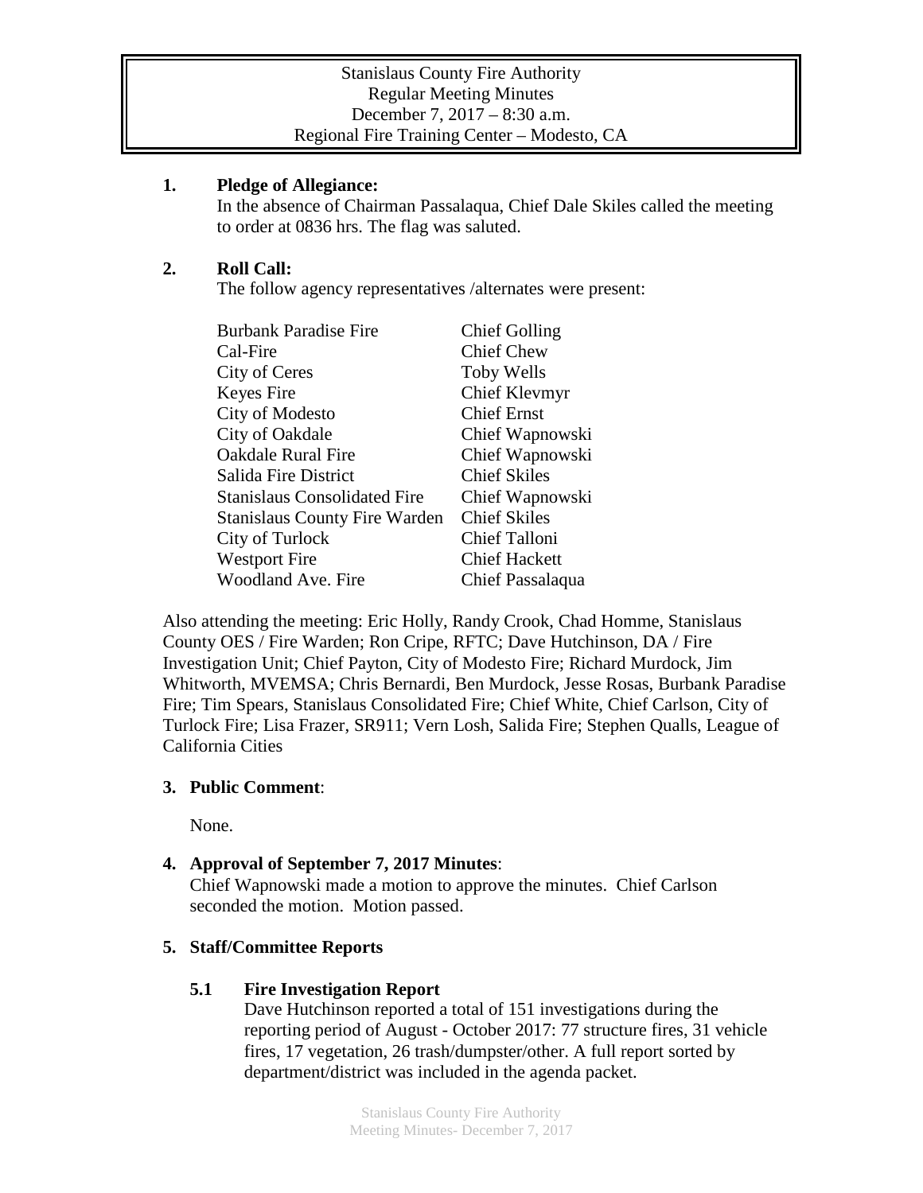Stanislaus County Fire Authority
Regular Meeting Minutes
December 7, 2017 – 8:30 a.m.
Regional Fire Training Center – Modesto, CA

**1. Pledge of Allegiance:**

In the absence of Chairman Passalaqua, Chief Dale Skiles called the meeting to order at 0836 hrs. The flag was saluted.

**2. Roll Call:**

The follow agency representatives /alternates were present:

| | |
|---|---|
| Burbank Paradise Fire | Chief Golling |
| Cal-Fire | Chief Chew |
| City of Ceres | Toby Wells |
| Keyes Fire | Chief Klevmyr |
| City of Modesto | Chief Ernst |
| City of Oakdale | Chief Wapnowski |
| Oakdale Rural Fire | Chief Wapnowski |
| Salida Fire District | Chief Skiles |
| Stanislaus Consolidated Fire | Chief Wapnowski |
| Stanislaus County Fire Warden | Chief Skiles |
| City of Turlock | Chief Talloni |
| Westport Fire | Chief Hackett |
| Woodland Ave. Fire | Chief Passalaqua |

Also attending the meeting: Eric Holly, Randy Crook, Chad Homme, Stanislaus County OES / Fire Warden; Ron Cripe, RFTC; Dave Hutchinson, DA / Fire Investigation Unit; Chief Payton, City of Modesto Fire; Richard Murdock, Jim Whitworth, MVEMSA; Chris Bernardi, Ben Murdock, Jesse Rosas, Burbank Paradise Fire; Tim Spears, Stanislaus Consolidated Fire; Chief White, Chief Carlson, City of Turlock Fire; Lisa Frazer, SR911; Vern Losh, Salida Fire; Stephen Qualls, League of California Cities

**3. Public Comment**:

None.

**4. Approval of September 7, 2017 Minutes**:

Chief Wapnowski made a motion to approve the minutes. Chief Carlson seconded the motion. Motion passed.

**5. Staff/Committee Reports**

**5.1 Fire Investigation Report**

Dave Hutchinson reported a total of 151 investigations during the reporting period of August - October 2017: 77 structure fires, 31 vehicle fires, 17 vegetation, 26 trash/dumpster/other. A full report sorted by department/district was included in the agenda packet.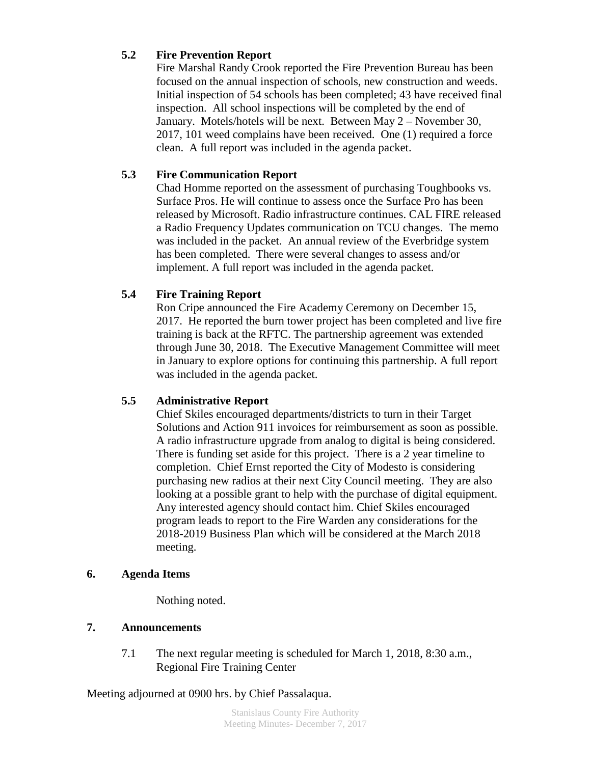### 5.2 Fire Prevention Report

Fire Marshal Randy Crook reported the Fire Prevention Bureau has been focused on the annual inspection of schools, new construction and weeds. Initial inspection of 54 schools has been completed; 43 have received final inspection. All school inspections will be completed by the end of January. Motels/hotels will be next. Between May 2 – November 30, 2017, 101 weed complains have been received. One (1) required a force clean. A full report was included in the agenda packet.

### 5.3 Fire Communication Report

Chad Homme reported on the assessment of purchasing Toughbooks vs. Surface Pros. He will continue to assess once the Surface Pro has been released by Microsoft. Radio infrastructure continues. CAL FIRE released a Radio Frequency Updates communication on TCU changes. The memo was included in the packet. An annual review of the Everbridge system has been completed. There were several changes to assess and/or implement. A full report was included in the agenda packet.

### 5.4 Fire Training Report

Ron Cripe announced the Fire Academy Ceremony on December 15, 2017. He reported the burn tower project has been completed and live fire training is back at the RFTC. The partnership agreement was extended through June 30, 2018. The Executive Management Committee will meet in January to explore options for continuing this partnership. A full report was included in the agenda packet.

### 5.5 Administrative Report

Chief Skiles encouraged departments/districts to turn in their Target Solutions and Action 911 invoices for reimbursement as soon as possible. A radio infrastructure upgrade from analog to digital is being considered. There is funding set aside for this project. There is a 2 year timeline to completion. Chief Ernst reported the City of Modesto is considering purchasing new radios at their next City Council meeting. They are also looking at a possible grant to help with the purchase of digital equipment. Any interested agency should contact him. Chief Skiles encouraged program leads to report to the Fire Warden any considerations for the 2018-2019 Business Plan which will be considered at the March 2018 meeting.

## 6. Agenda Items

Nothing noted.

## 7. Announcements

7.1 The next regular meeting is scheduled for March 1, 2018, 8:30 a.m., Regional Fire Training Center

Meeting adjourned at 0900 hrs. by Chief Passalaqua.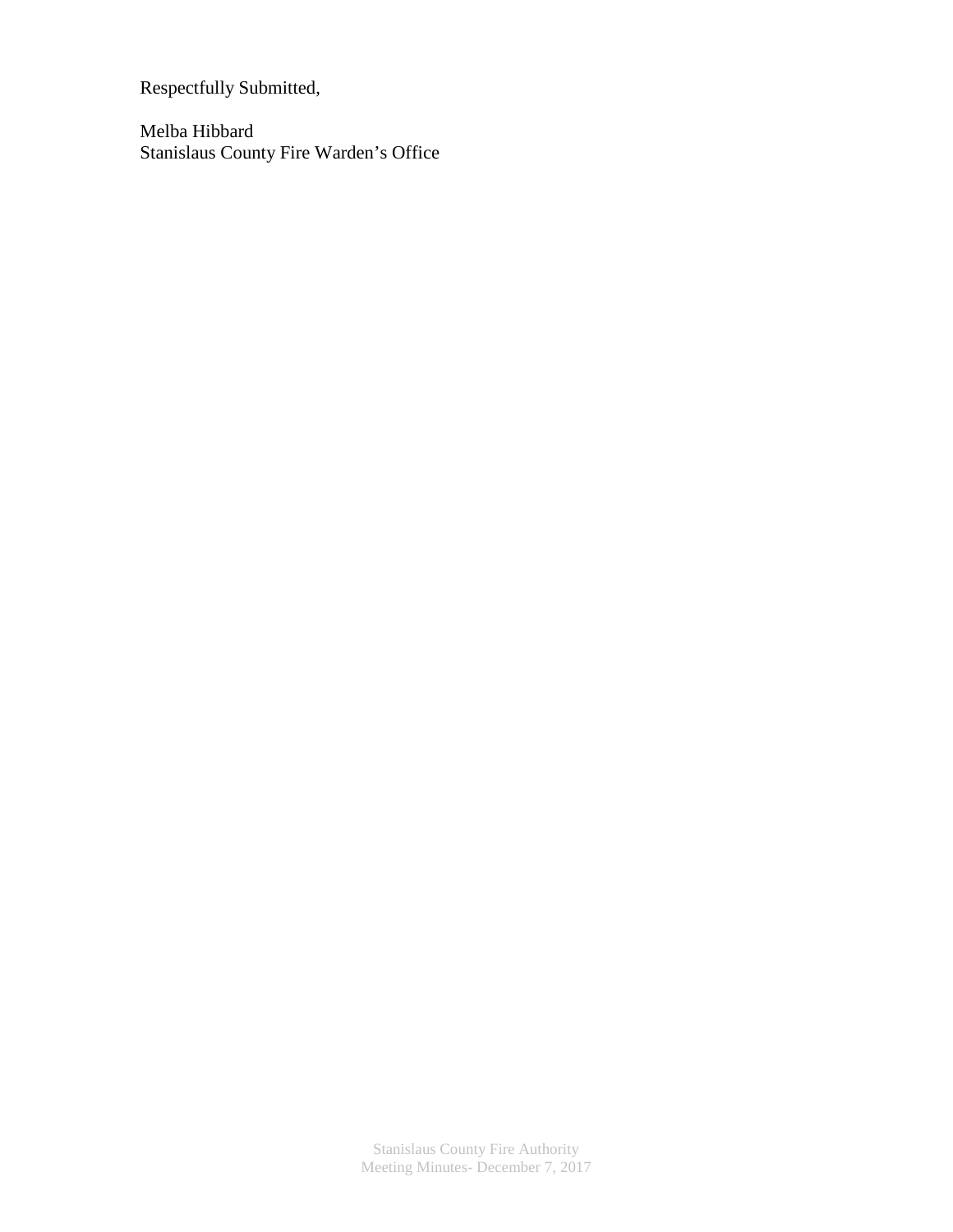Respectfully Submitted,

Melba Hibbard
Stanislaus County Fire Warden's Office